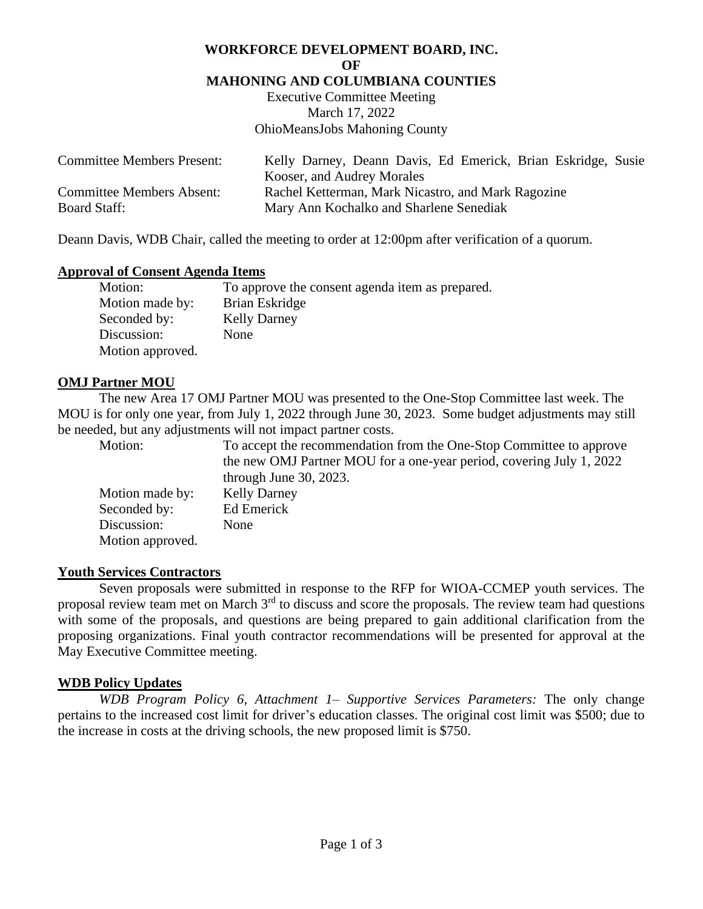# WORKFORCE DEVELOPMENT BOARD, INC.
# OF
# MAHONING AND COLUMBIANA COUNTIES

Executive Committee Meeting
March 17, 2022
OhioMeansJobs Mahoning County

| | |
|---|---|
| Committee Members Present: | Kelly Darney, Deann Davis, Ed Emerick, Brian Eskridge, Susie Kooser, and Audrey Morales |
| Committee Members Absent: | Rachel Ketterman, Mark Nicastro, and Mark Ragozine |
| Board Staff: | Mary Ann Kochalko and Sharlene Senediak |

Deann Davis, WDB Chair, called the meeting to order at 12:00pm after verification of a quorum.

## Approval of Consent Agenda Items

| | |
|---|---|
| Motion: | To approve the consent agenda item as prepared. |
| Motion made by: | Brian Eskridge |
| Seconded by: | Kelly Darney |
| Discussion: | None |

Motion approved.

## OMJ Partner MOU

The new Area 17 OMJ Partner MOU was presented to the One-Stop Committee last week. The MOU is for only one year, from July 1, 2022 through June 30, 2023. Some budget adjustments may still be needed, but any adjustments will not impact partner costs.

| | |
|---|---|
| Motion: | To accept the recommendation from the One-Stop Committee to approve the new OMJ Partner MOU for a one-year period, covering July 1, 2022 through June 30, 2023. |
| Motion made by: | Kelly Darney |
| Seconded by: | Ed Emerick |
| Discussion: | None |

Motion approved.

## Youth Services Contractors

Seven proposals were submitted in response to the RFP for WIOA-CCMEP youth services. The proposal review team met on March 3rd to discuss and score the proposals. The review team had questions with some of the proposals, and questions are being prepared to gain additional clarification from the proposing organizations. Final youth contractor recommendations will be presented for approval at the May Executive Committee meeting.

## WDB Policy Updates

*WDB Program Policy 6, Attachment 1– Supportive Services Parameters:* The only change pertains to the increased cost limit for driver's education classes. The original cost limit was $500; due to the increase in costs at the driving schools, the new proposed limit is $750.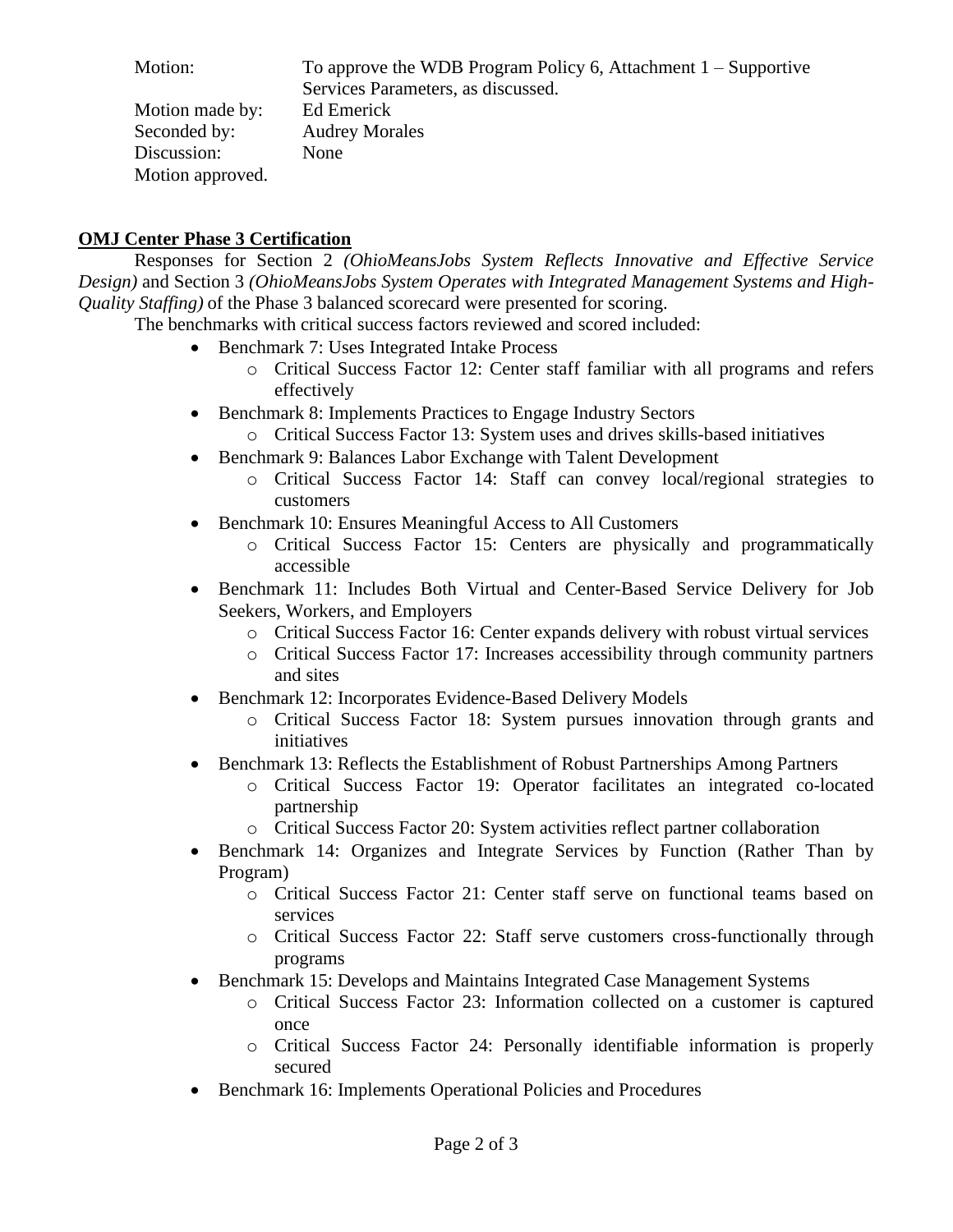| | |
|---|---|
| Motion: | To approve the WDB Program Policy 6, Attachment 1 – Supportive Services Parameters, as discussed. |
| Motion made by: | Ed Emerick |
| Seconded by: | Audrey Morales |
| Discussion: | None |
| Motion approved. | |

**OMJ Center Phase 3 Certification**

Responses for Section 2 *(OhioMeansJobs System Reflects Innovative and Effective Service Design)* and Section 3 *(OhioMeansJobs System Operates with Integrated Management Systems and High-Quality Staffing)* of the Phase 3 balanced scorecard were presented for scoring.

The benchmarks with critical success factors reviewed and scored included:

- Benchmark 7: Uses Integrated Intake Process
  - Critical Success Factor 12: Center staff familiar with all programs and refers effectively
- Benchmark 8: Implements Practices to Engage Industry Sectors
  - Critical Success Factor 13: System uses and drives skills-based initiatives
- Benchmark 9: Balances Labor Exchange with Talent Development
  - Critical Success Factor 14: Staff can convey local/regional strategies to customers
- Benchmark 10: Ensures Meaningful Access to All Customers
  - Critical Success Factor 15: Centers are physically and programmatically accessible
- Benchmark 11: Includes Both Virtual and Center-Based Service Delivery for Job Seekers, Workers, and Employers
  - Critical Success Factor 16: Center expands delivery with robust virtual services
  - Critical Success Factor 17: Increases accessibility through community partners and sites
- Benchmark 12: Incorporates Evidence-Based Delivery Models
  - Critical Success Factor 18: System pursues innovation through grants and initiatives
- Benchmark 13: Reflects the Establishment of Robust Partnerships Among Partners
  - Critical Success Factor 19: Operator facilitates an integrated co-located partnership
  - Critical Success Factor 20: System activities reflect partner collaboration
- Benchmark 14: Organizes and Integrate Services by Function (Rather Than by Program)
  - Critical Success Factor 21: Center staff serve on functional teams based on services
  - Critical Success Factor 22: Staff serve customers cross-functionally through programs
- Benchmark 15: Develops and Maintains Integrated Case Management Systems
  - Critical Success Factor 23: Information collected on a customer is captured once
  - Critical Success Factor 24: Personally identifiable information is properly secured
- Benchmark 16: Implements Operational Policies and Procedures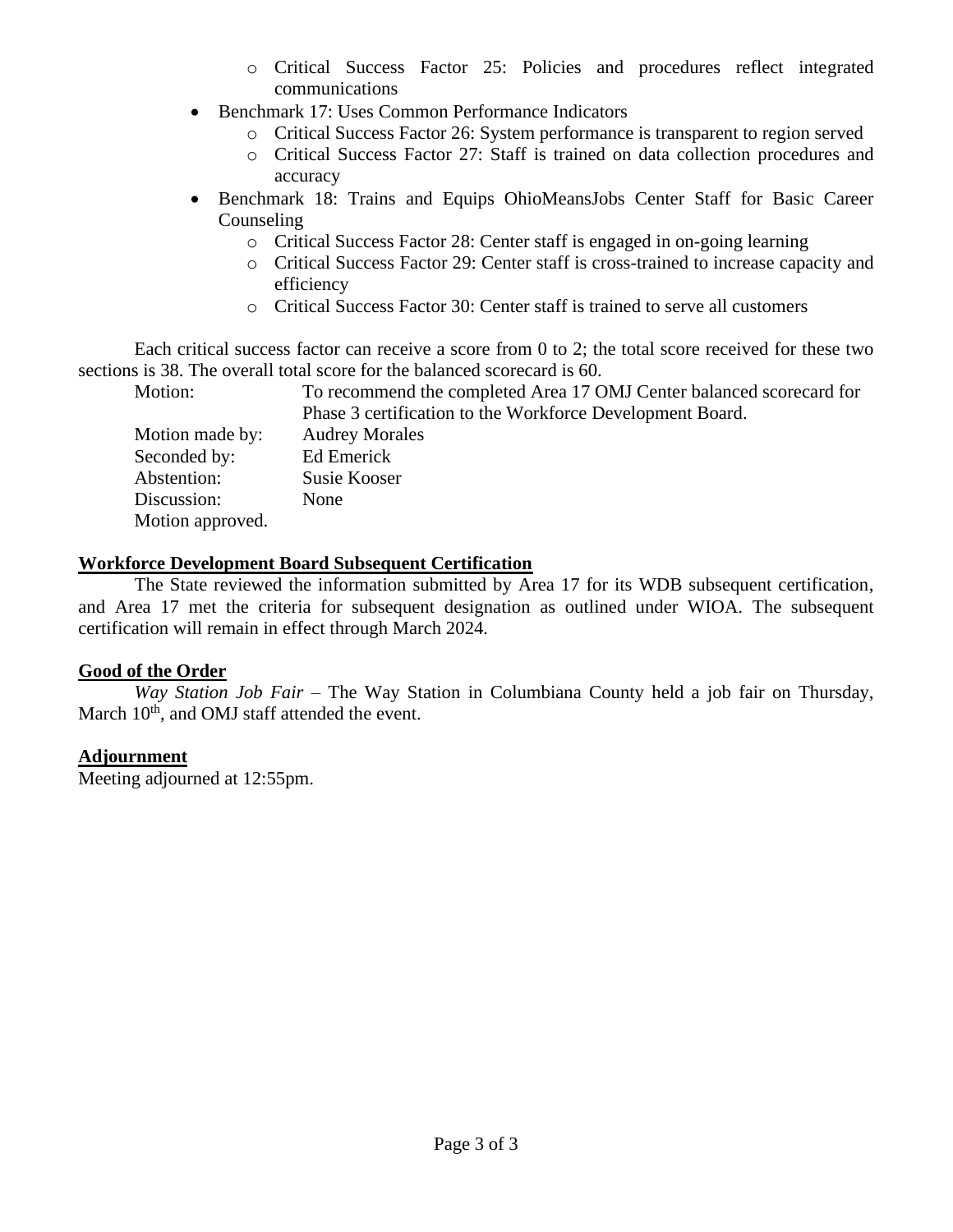- Critical Success Factor 25: Policies and procedures reflect integrated communications
- Benchmark 17: Uses Common Performance Indicators
    - Critical Success Factor 26: System performance is transparent to region served
    - Critical Success Factor 27: Staff is trained on data collection procedures and accuracy
- Benchmark 18: Trains and Equips OhioMeansJobs Center Staff for Basic Career Counseling
    - Critical Success Factor 28: Center staff is engaged in on-going learning
    - Critical Success Factor 29: Center staff is cross-trained to increase capacity and efficiency
    - Critical Success Factor 30: Center staff is trained to serve all customers

Each critical success factor can receive a score from 0 to 2; the total score received for these two sections is 38. The overall total score for the balanced scorecard is 60.

| | |
|---|---|
| Motion: | To recommend the completed Area 17 OMJ Center balanced scorecard for Phase 3 certification to the Workforce Development Board. |
| Motion made by: | Audrey Morales |
| Seconded by: | Ed Emerick |
| Abstention: | Susie Kooser |
| Discussion: | None |
| Motion approved. | |

**Workforce Development Board Subsequent Certification**

The State reviewed the information submitted by Area 17 for its WDB subsequent certification, and Area 17 met the criteria for subsequent designation as outlined under WIOA. The subsequent certification will remain in effect through March 2024.

**Good of the Order**

*Way Station Job Fair* – The Way Station in Columbiana County held a job fair on Thursday, March 10th, and OMJ staff attended the event.

**Adjournment**

Meeting adjourned at 12:55pm.